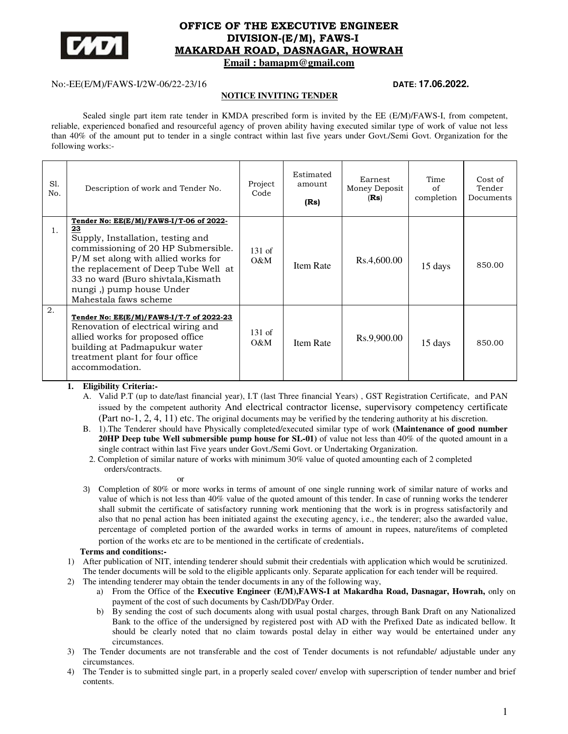# OFFICE OF THE EXECUTIVE ENGINEER
## DIVISION-(E/M), FAWS-I
## MAKARDAH ROAD, DASNAGAR, HOWRAH
**Email : bamapm@gmail.com**

No:-EE(E/M)/FAWS-I/2W-06/22-23/16 **DATE: 17.06.2022.**

**NOTICE INVITING TENDER**

Sealed single part item rate tender in KMDA prescribed form is invited by the EE (E/M)/FAWS-I, from competent, reliable, experienced bonafied and resourceful agency of proven ability having executed similar type of work of value not less than 40% of the amount put to tender in a single contract within last five years under Govt./Semi Govt. Organization for the following works:-

| Sl. No. | Description of work and Tender No. | Project Code | Estimated amount (Rs) | Earnest Money Deposit (Rs) | Time of completion | Cost of Tender Documents |
|---|---|---|---|---|---|---|
| 1. | **Tender No: EE(E/M)/FAWS-I/T-06 of 2022-23** Supply, Installation, testing and commissioning of 20 HP Submersible. P/M set along with allied works for the replacement of Deep Tube Well at 33 no ward (Buro shivtala,Kismath nungi ,) pump house Under Mahestala faws scheme | 131 of O&M | Item Rate | Rs.4,600.00 | 15 days | 850.00 |
| 2. | **Tender No: EE(E/M)/FAWS-I/T-7 of 2022-23** Renovation of electrical wiring and allied works for proposed office building at Padmapukur water treatment plant for four office accommodation. | 131 of O&M | Item Rate | Rs.9,900.00 | 15 days | 850.00 |

1. **Eligibility Criteria:-**
   A. Valid P.T (up to date/last financial year), I.T (last Three financial Years) , GST Registration Certificate, and PAN issued by the competent authority And electrical contractor license, supervisory competency certificate (Part no-1, 2, 4, 11) etc. The original documents may be verified by the tendering authority at his discretion.
   B. 1).The Tenderer should have Physically completed/executed similar type of work **(Maintenance of good number 20HP Deep tube Well submersible pump house for SL-01)** of value not less than 40% of the quoted amount in a single contract within last Five years under Govt./Semi Govt. or Undertaking Organization.
   2. Completion of similar nature of works with minimum 30% value of quoted amounting each of 2 completed orders/contracts.

   or

   3) Completion of 80% or more works in terms of amount of one single running work of similar nature of works and value of which is not less than 40% value of the quoted amount of this tender. In case of running works the tenderer shall submit the certificate of satisfactory running work mentioning that the work is in progress satisfactorily and also that no penal action has been initiated against the executing agency, i.e., the tenderer; also the awarded value, percentage of completed portion of the awarded works in terms of amount in rupees, nature/items of completed portion of the works etc are to be mentioned in the certificate of credentials.

**Terms and conditions:-**

1) After publication of NIT, intending tenderer should submit their credentials with application which would be scrutinized. The tender documents will be sold to the eligible applicants only. Separate application for each tender will be required.
2) The intending tenderer may obtain the tender documents in any of the following way,
   a) From the Office of the **Executive Engineer (E/M),FAWS-I at Makardha Road, Dasnagar, Howrah,** only on payment of the cost of such documents by Cash/DD/Pay Order.
   b) By sending the cost of such documents along with usual postal charges, through Bank Draft on any Nationalized Bank to the office of the undersigned by registered post with AD with the Prefixed Date as indicated bellow. It should be clearly noted that no claim towards postal delay in either way would be entertained under any circumstances.
3) The Tender documents are not transferable and the cost of Tender documents is not refundable/ adjustable under any circumstances.
4) The Tender is to submitted single part, in a properly sealed cover/ envelop with superscription of tender number and brief contents.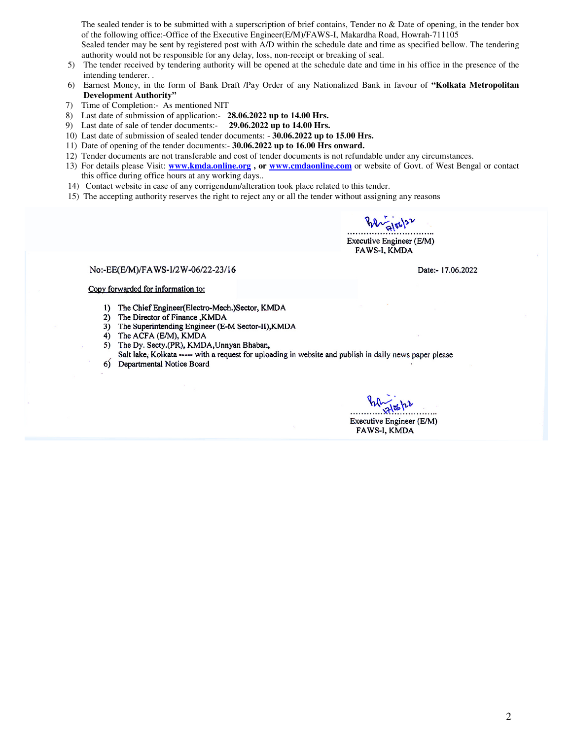The sealed tender is to be submitted with a superscription of brief contains, Tender no & Date of opening, in the tender box of the following office:-Office of the Executive Engineer(E/M)/FAWS-I, Makardha Road, Howrah-711105
Sealed tender may be sent by registered post with A/D within the schedule date and time as specified bellow. The tendering authority would not be responsible for any delay, loss, non-receipt or breaking of seal.

5) The tender received by tendering authority will be opened at the schedule date and time in his office in the presence of the intending tenderer. .
6) Earnest Money, in the form of Bank Draft /Pay Order of any Nationalized Bank in favour of **"Kolkata Metropolitan Development Authority"**
7) Time of Completion:- As mentioned NIT
8) Last date of submission of application:- **28.06.2022 up to 14.00 Hrs.**
9) Last date of sale of tender documents:- **29.06.2022 up to 14.00 Hrs.**
10) Last date of submission of sealed tender documents: - **30.06.2022 up to 15.00 Hrs.**
11) Date of opening of the tender documents:- **30.06.2022 up to 16.00 Hrs onward.**
12) Tender documents are not transferable and cost of tender documents is not refundable under any circumstances.
13) For details please Visit: **www.kmda.online.org** , **or** **www.cmdaonline.com** or website of Govt. of West Bengal or contact this office during office hours at any working days..
14) Contact website in case of any corrigendum/alteration took place related to this tender.
15) The accepting authority reserves the right to reject any or all the tender without assigning any reasons

Executive Engineer (E/M)
FAWS-I, KMDA

No:-EE(E/M)/FAWS-I/2W-06/22-23/16

Date:- 17.06.2022

Copy forwarded for information to:

1) The Chief Engineer(Electro-Mech.)Sector, KMDA
2) The Director of Finance ,KMDA
3) The Superintending Engineer (E-M Sector-II),KMDA
4) The ACFA (E/M), KMDA
5) The Dy. Secty.(PR), KMDA,Unnyan Bhaban,
   Salt lake, Kolkata ----- with a request for uploading in website and publish in daily news paper please
6) Departmental Notice Board

Executive Engineer (E/M)
FAWS-I, KMDA